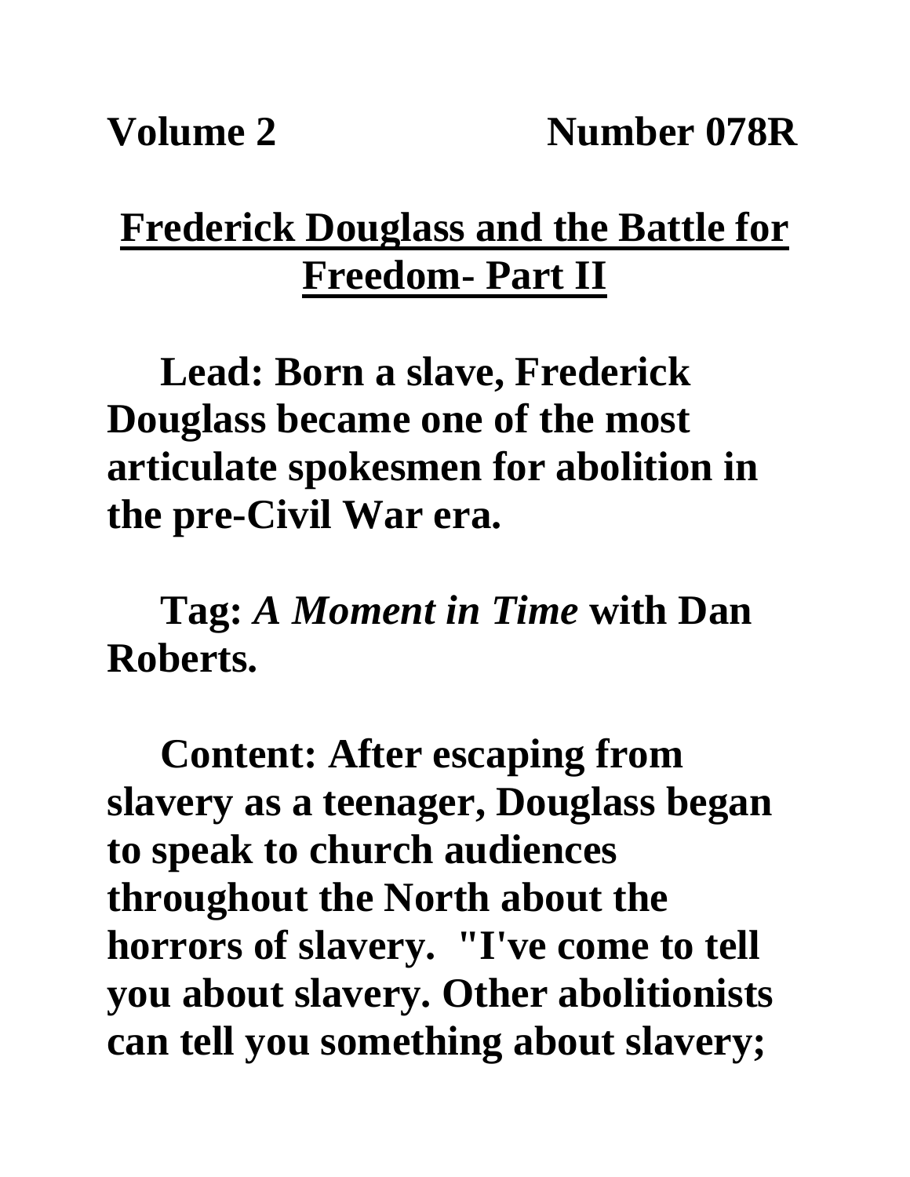**Volume 2** **Number 078R**

# Frederick Douglass and the Battle for Freedom- Part II

**Lead: Born a slave, Frederick Douglass became one of the most articulate spokesmen for abolition in the pre-Civil War era.**

**Tag:** ***A Moment in Time*** **with Dan Roberts.**

**Content: After escaping from slavery as a teenager, Douglass began to speak to church audiences throughout the North about the horrors of slavery. "I've come to tell you about slavery. Other abolitionists can tell you something about slavery;**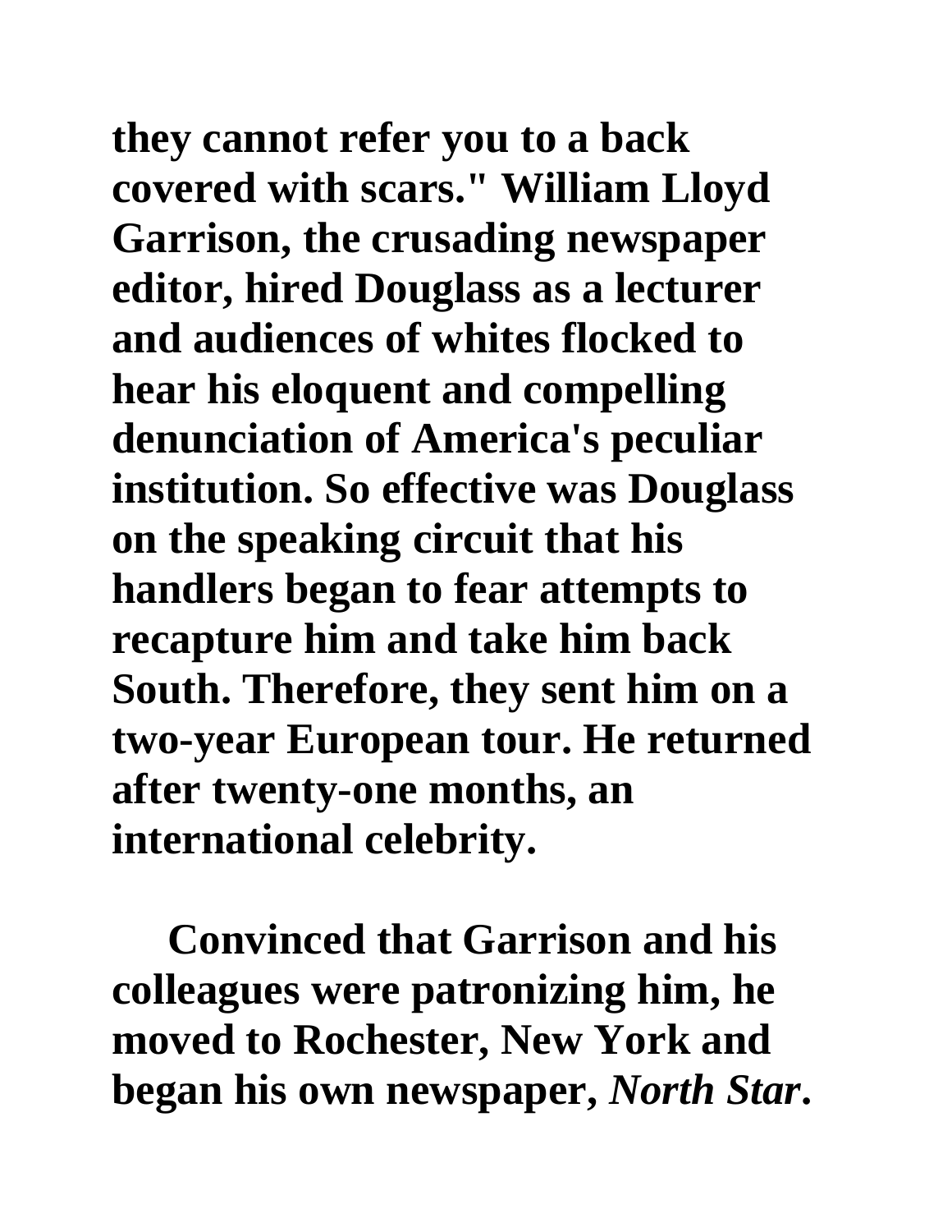they cannot refer you to a back covered with scars." William Lloyd Garrison, the crusading newspaper editor, hired Douglass as a lecturer and audiences of whites flocked to hear his eloquent and compelling denunciation of America's peculiar institution. So effective was Douglass on the speaking circuit that his handlers began to fear attempts to recapture him and take him back South. Therefore, they sent him on a two-year European tour. He returned after twenty-one months, an international celebrity.

Convinced that Garrison and his colleagues were patronizing him, he moved to Rochester, New York and began his own newspaper, *North Star*.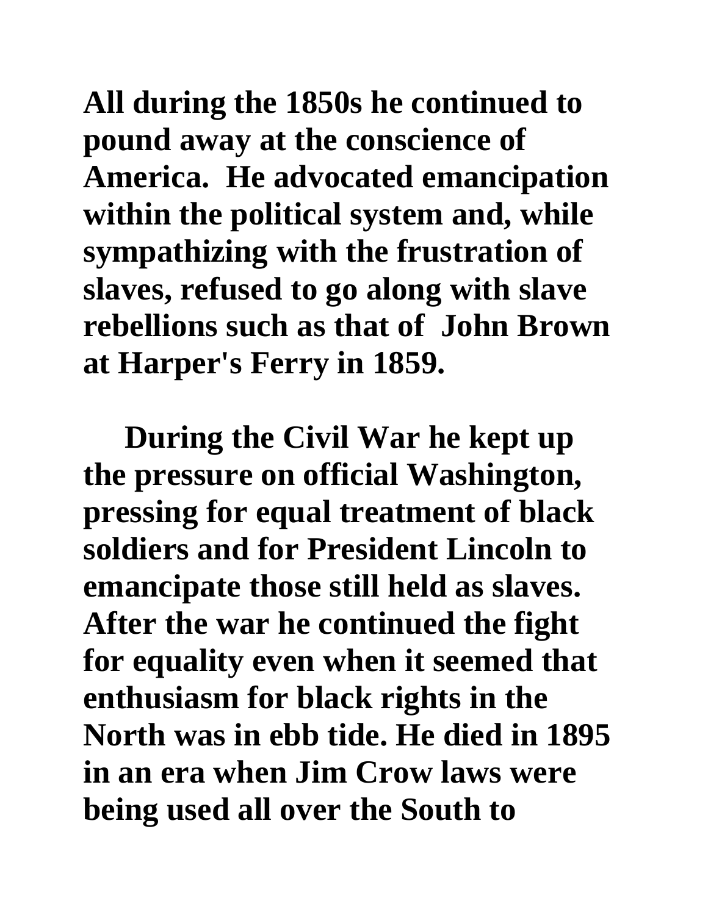**All during the 1850s he continued to pound away at the conscience of America. He advocated emancipation within the political system and, while sympathizing with the frustration of slaves, refused to go along with slave rebellions such as that of John Brown at Harper's Ferry in 1859.**

**During the Civil War he kept up the pressure on official Washington, pressing for equal treatment of black soldiers and for President Lincoln to emancipate those still held as slaves. After the war he continued the fight for equality even when it seemed that enthusiasm for black rights in the North was in ebb tide. He died in 1895 in an era when Jim Crow laws were being used all over the South to**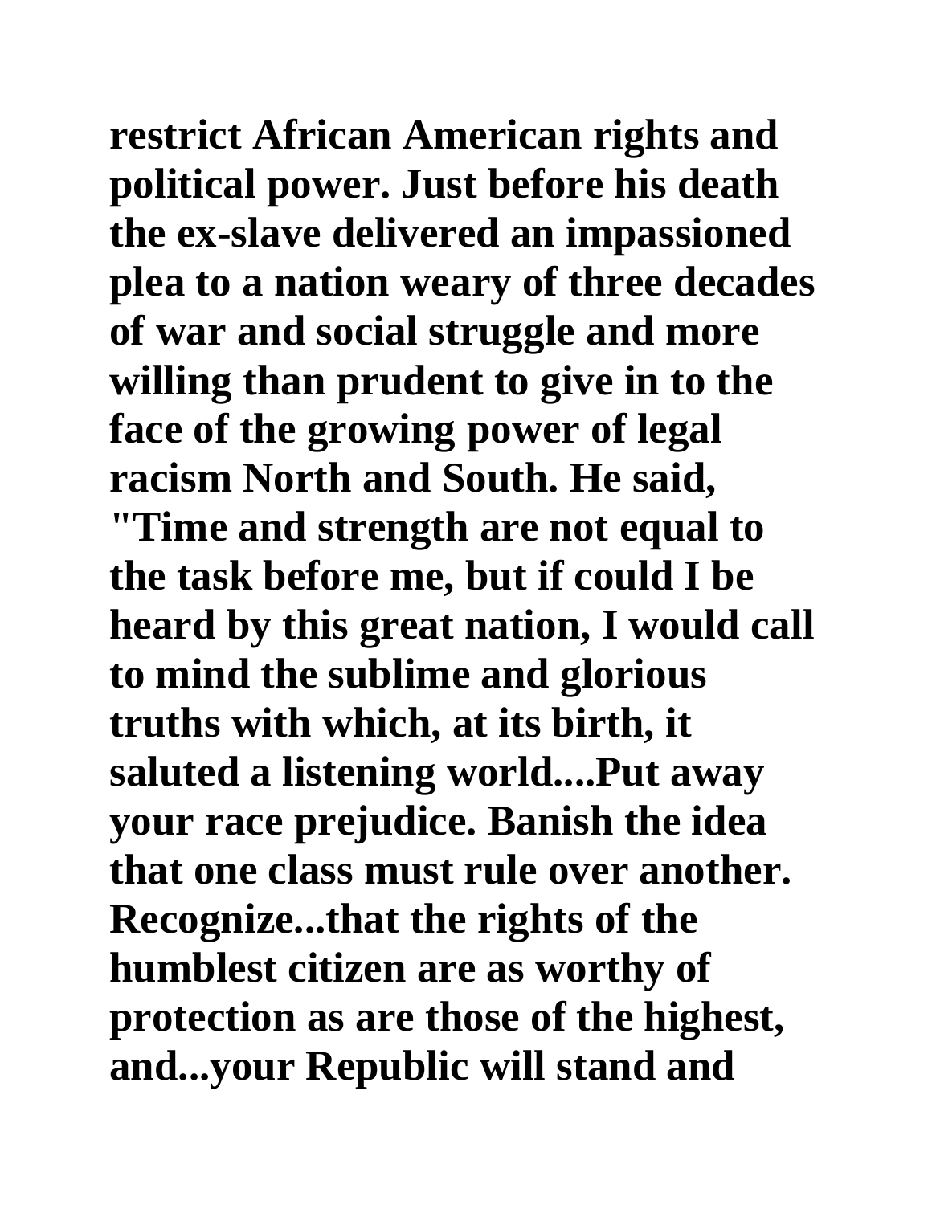**restrict African American rights and political power. Just before his death the ex-slave delivered an impassioned plea to a nation weary of three decades of war and social struggle and more willing than prudent to give in to the face of the growing power of legal racism North and South. He said, "Time and strength are not equal to the task before me, but if could I be heard by this great nation, I would call to mind the sublime and glorious truths with which, at its birth, it saluted a listening world....Put away your race prejudice. Banish the idea that one class must rule over another. Recognize...that the rights of the humblest citizen are as worthy of protection as are those of the highest, and...your Republic will stand and**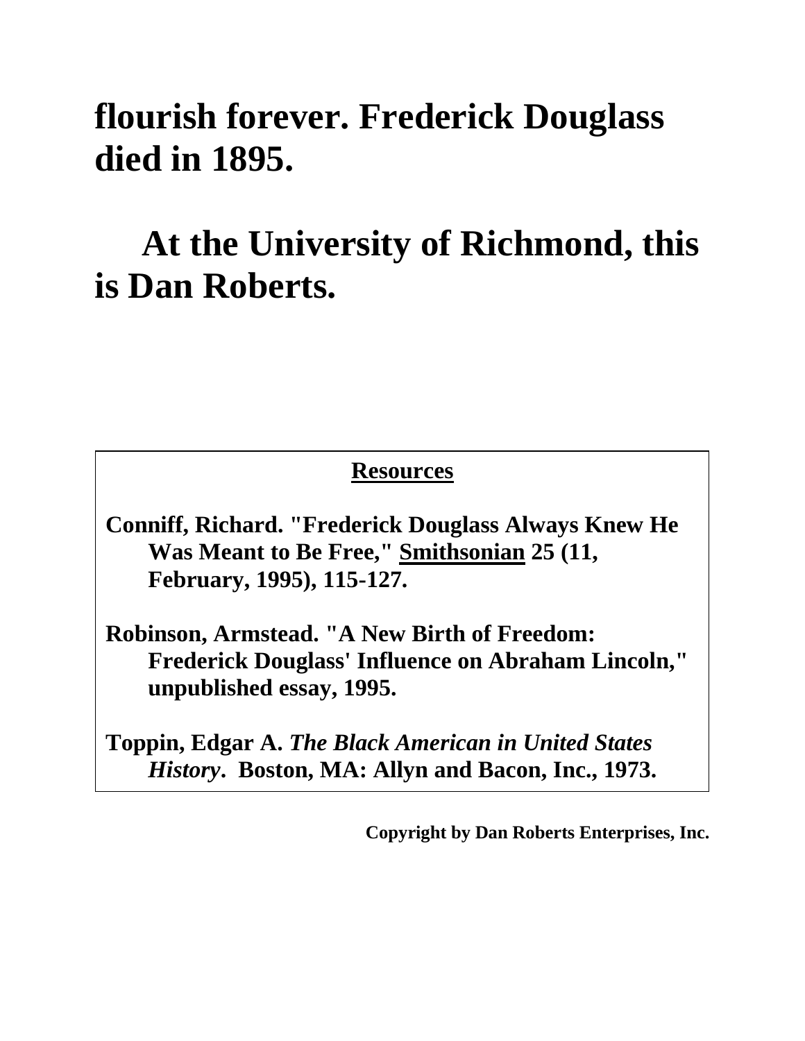**flourish forever. Frederick Douglass died in 1895.**

**At the University of Richmond, this is Dan Roberts.**

## Resources

**Conniff, Richard. "Frederick Douglass Always Knew He Was Meant to Be Free," Smithsonian 25 (11, February, 1995), 115-127.**

**Robinson, Armstead. "A New Birth of Freedom: Frederick Douglass' Influence on Abraham Lincoln," unpublished essay, 1995.**

**Toppin, Edgar A. *The Black American in United States History*. Boston, MA: Allyn and Bacon, Inc., 1973.**

**Copyright by Dan Roberts Enterprises, Inc.**